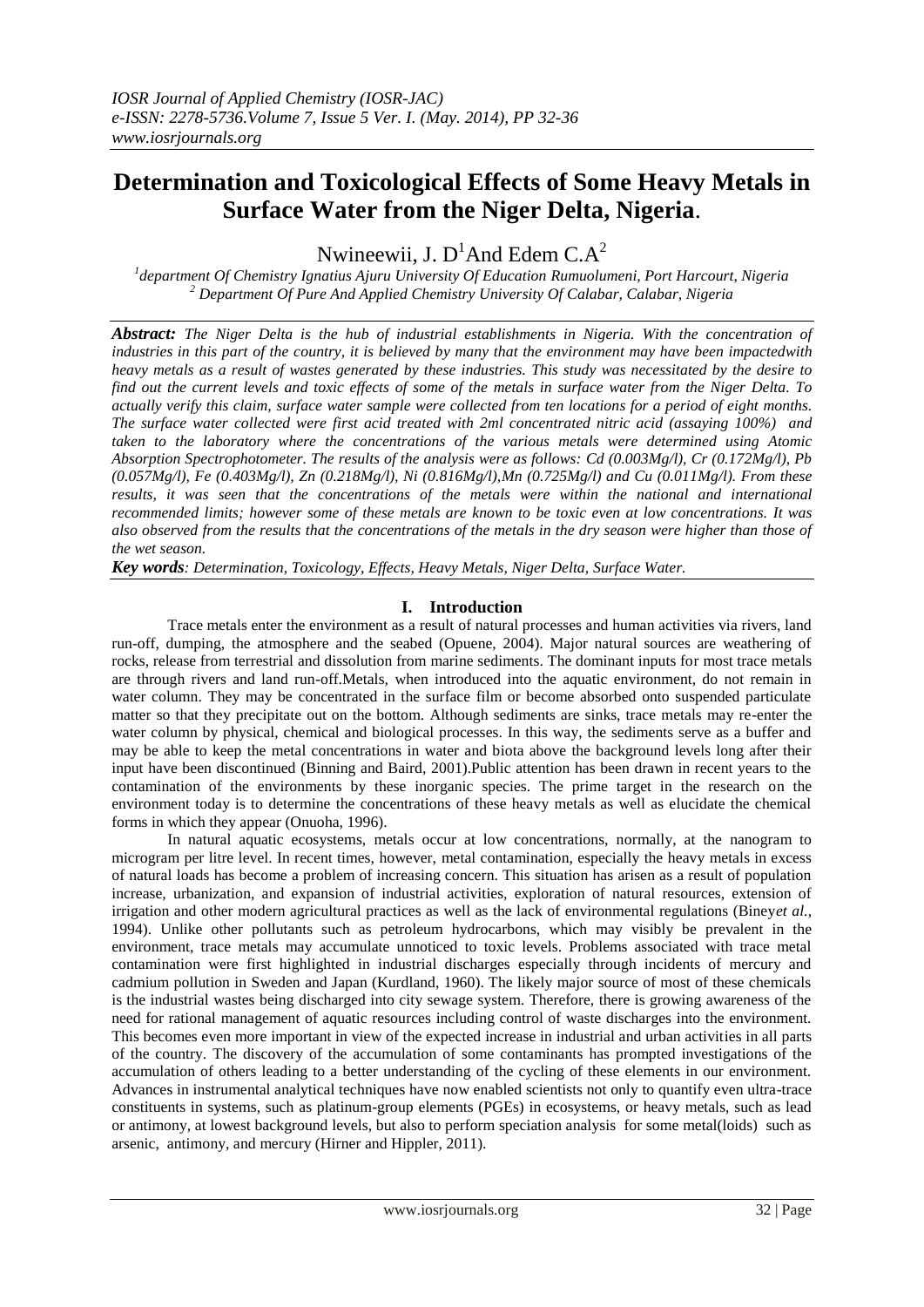# Determination and Toxicological Effects of Some Heavy Metals in Surface Water from the Niger Delta, Nigeria.

Nwineewii, J. D[1]And Edem C.A[2]

[1]department Of Chemistry Ignatius Ajuru University Of Education Rumuolumeni, Port Harcourt, Nigeria
[2] Department Of Pure And Applied Chemistry University Of Calabar, Calabar, Nigeria

***Abstract:*** *The Niger Delta is the hub of industrial establishments in Nigeria. With the concentration of industries in this part of the country, it is believed by many that the environment may have been impactedwith heavy metals as a result of wastes generated by these industries. This study was necessitated by the desire to find out the current levels and toxic effects of some of the metals in surface water from the Niger Delta. To actually verify this claim, surface water sample were collected from ten locations for a period of eight months. The surface water collected were first acid treated with 2ml concentrated nitric acid (assaying 100%) and taken to the laboratory where the concentrations of the various metals were determined using Atomic Absorption Spectrophotometer. The results of the analysis were as follows: Cd (0.003Mg/l), Cr (0.172Mg/l), Pb (0.057Mg/l), Fe (0.403Mg/l), Zn (0.218Mg/l), Ni (0.816Mg/l),Mn (0.725Mg/l) and Cu (0.011Mg/l). From these results, it was seen that the concentrations of the metals were within the national and international recommended limits; however some of these metals are known to be toxic even at low concentrations. It was also observed from the results that the concentrations of the metals in the dry season were higher than those of the wet season.*

***Key words****: Determination, Toxicology, Effects, Heavy Metals, Niger Delta, Surface Water.*

## I. Introduction

Trace metals enter the environment as a result of natural processes and human activities via rivers, land run-off, dumping, the atmosphere and the seabed (Opuene, 2004). Major natural sources are weathering of rocks, release from terrestrial and dissolution from marine sediments. The dominant inputs for most trace metals are through rivers and land run-off.Metals, when introduced into the aquatic environment, do not remain in water column. They may be concentrated in the surface film or become absorbed onto suspended particulate matter so that they precipitate out on the bottom. Although sediments are sinks, trace metals may re-enter the water column by physical, chemical and biological processes. In this way, the sediments serve as a buffer and may be able to keep the metal concentrations in water and biota above the background levels long after their input have been discontinued (Binning and Baird, 2001).Public attention has been drawn in recent years to the contamination of the environments by these inorganic species. The prime target in the research on the environment today is to determine the concentrations of these heavy metals as well as elucidate the chemical forms in which they appear (Onuoha, 1996).

In natural aquatic ecosystems, metals occur at low concentrations, normally, at the nanogram to microgram per litre level. In recent times, however, metal contamination, especially the heavy metals in excess of natural loads has become a problem of increasing concern. This situation has arisen as a result of population increase, urbanization, and expansion of industrial activities, exploration of natural resources, extension of irrigation and other modern agricultural practices as well as the lack of environmental regulations (Biney*et al.,* 1994). Unlike other pollutants such as petroleum hydrocarbons, which may visibly be prevalent in the environment, trace metals may accumulate unnoticed to toxic levels. Problems associated with trace metal contamination were first highlighted in industrial discharges especially through incidents of mercury and cadmium pollution in Sweden and Japan (Kurdland, 1960). The likely major source of most of these chemicals is the industrial wastes being discharged into city sewage system. Therefore, there is growing awareness of the need for rational management of aquatic resources including control of waste discharges into the environment. This becomes even more important in view of the expected increase in industrial and urban activities in all parts of the country. The discovery of the accumulation of some contaminants has prompted investigations of the accumulation of others leading to a better understanding of the cycling of these elements in our environment. Advances in instrumental analytical techniques have now enabled scientists not only to quantify even ultra-trace constituents in systems, such as platinum-group elements (PGEs) in ecosystems, or heavy metals, such as lead or antimony, at lowest background levels, but also to perform speciation analysis for some metal(loids) such as arsenic, antimony, and mercury (Hirner and Hippler, 2011).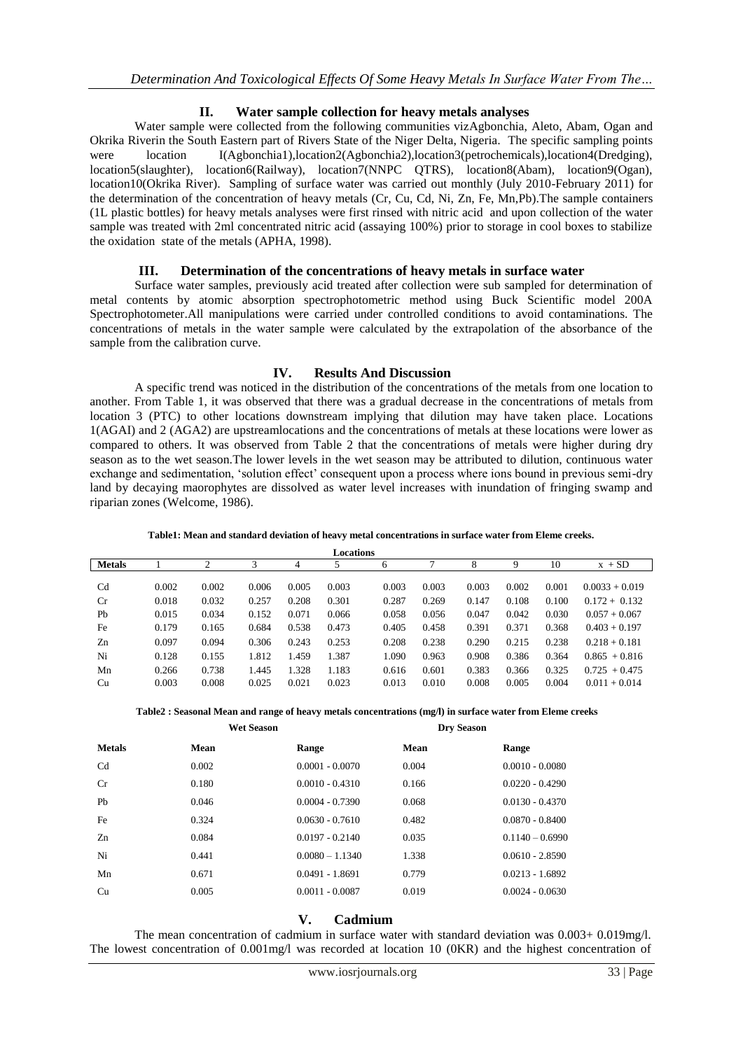## II. Water sample collection for heavy metals analyses

Water sample were collected from the following communities vizAgbonchia, Aleto, Abam, Ogan and Okrika Riverin the South Eastern part of Rivers State of the Niger Delta, Nigeria. The specific sampling points were location I(Agbonchia1),location2(Agbonchia2),location3(petrochemicals),location4(Dredging), location5(slaughter), location6(Railway), location7(NNPC QTRS), location8(Abam), location9(Ogan), location10(Okrika River). Sampling of surface water was carried out monthly (July 2010-February 2011) for the determination of the concentration of heavy metals (Cr, Cu, Cd, Ni, Zn, Fe, Mn,Pb).The sample containers (1L plastic bottles) for heavy metals analyses were first rinsed with nitric acid and upon collection of the water sample was treated with 2ml concentrated nitric acid (assaying 100%) prior to storage in cool boxes to stabilize the oxidation state of the metals (APHA, 1998).

## III. Determination of the concentrations of heavy metals in surface water

Surface water samples, previously acid treated after collection were sub sampled for determination of metal contents by atomic absorption spectrophotometric method using Buck Scientific model 200A Spectrophotometer.All manipulations were carried under controlled conditions to avoid contaminations. The concentrations of metals in the water sample were calculated by the extrapolation of the absorbance of the sample from the calibration curve.

## IV. Results And Discussion

A specific trend was noticed in the distribution of the concentrations of the metals from one location to another. From Table 1, it was observed that there was a gradual decrease in the concentrations of metals from location 3 (PTC) to other locations downstream implying that dilution may have taken place. Locations 1(AGAI) and 2 (AGA2) are upstreamlocations and the concentrations of metals at these locations were lower as compared to others. It was observed from Table 2 that the concentrations of metals were higher during dry season as to the wet season.The lower levels in the wet season may be attributed to dilution, continuous water exchange and sedimentation, 'solution effect' consequent upon a process where ions bound in previous semi-dry land by decaying maorophytes are dissolved as water level increases with inundation of fringing swamp and riparian zones (Welcome, 1986).

**Table1: Mean and standard deviation of heavy metal concentrations in surface water from Eleme creeks.**

| | Locations | | | | | | | | | | |
|---|---|---|---|---|---|---|---|---|---|---|---|
| **Metals** | 1 | 2 | 3 | 4 | 5 | 6 | 7 | 8 | 9 | 10 | x + SD |
| Cd | 0.002 | 0.002 | 0.006 | 0.005 | 0.003 | 0.003 | 0.003 | 0.003 | 0.002 | 0.001 | 0.0033 + 0.019 |
| Cr | 0.018 | 0.032 | 0.257 | 0.208 | 0.301 | 0.287 | 0.269 | 0.147 | 0.108 | 0.100 | 0.172 + 0.132 |
| Pb | 0.015 | 0.034 | 0.152 | 0.071 | 0.066 | 0.058 | 0.056 | 0.047 | 0.042 | 0.030 | 0.057 + 0.067 |
| Fe | 0.179 | 0.165 | 0.684 | 0.538 | 0.473 | 0.405 | 0.458 | 0.391 | 0.371 | 0.368 | 0.403 + 0.197 |
| Zn | 0.097 | 0.094 | 0.306 | 0.243 | 0.253 | 0.208 | 0.238 | 0.290 | 0.215 | 0.238 | 0.218 + 0.181 |
| Ni | 0.128 | 0.155 | 1.812 | 1.459 | 1.387 | 1.090 | 0.963 | 0.908 | 0.386 | 0.364 | 0.865 + 0.816 |
| Mn | 0.266 | 0.738 | 1.445 | 1.328 | 1.183 | 0.616 | 0.601 | 0.383 | 0.366 | 0.325 | 0.725 + 0.475 |
| Cu | 0.003 | 0.008 | 0.025 | 0.021 | 0.023 | 0.013 | 0.010 | 0.008 | 0.005 | 0.004 | 0.011 + 0.014 |

**Table2 : Seasonal Mean and range of heavy metals concentrations (mg/l) in surface water from Eleme creeks**

| | Wet Season | | Dry Season | |
|---|---|---|---|---|
| **Metals** | **Mean** | **Range** | **Mean** | **Range** |
| Cd | 0.002 | 0.0001 - 0.0070 | 0.004 | 0.0010 - 0.0080 |
| Cr | 0.180 | 0.0010 - 0.4310 | 0.166 | 0.0220 - 0.4290 |
| Pb | 0.046 | 0.0004 - 0.7390 | 0.068 | 0.0130 - 0.4370 |
| Fe | 0.324 | 0.0630 - 0.7610 | 0.482 | 0.0870 - 0.8400 |
| Zn | 0.084 | 0.0197 - 0.2140 | 0.035 | 0.1140 – 0.6990 |
| Ni | 0.441 | 0.0080 – 1.1340 | 1.338 | 0.0610 - 2.8590 |
| Mn | 0.671 | 0.0491 - 1.8691 | 0.779 | 0.0213 - 1.6892 |
| Cu | 0.005 | 0.0011 - 0.0087 | 0.019 | 0.0024 - 0.0630 |

## V. Cadmium

The mean concentration of cadmium in surface water with standard deviation was 0.003+ 0.019mg/l. The lowest concentration of 0.001mg/l was recorded at location 10 (0KR) and the highest concentration of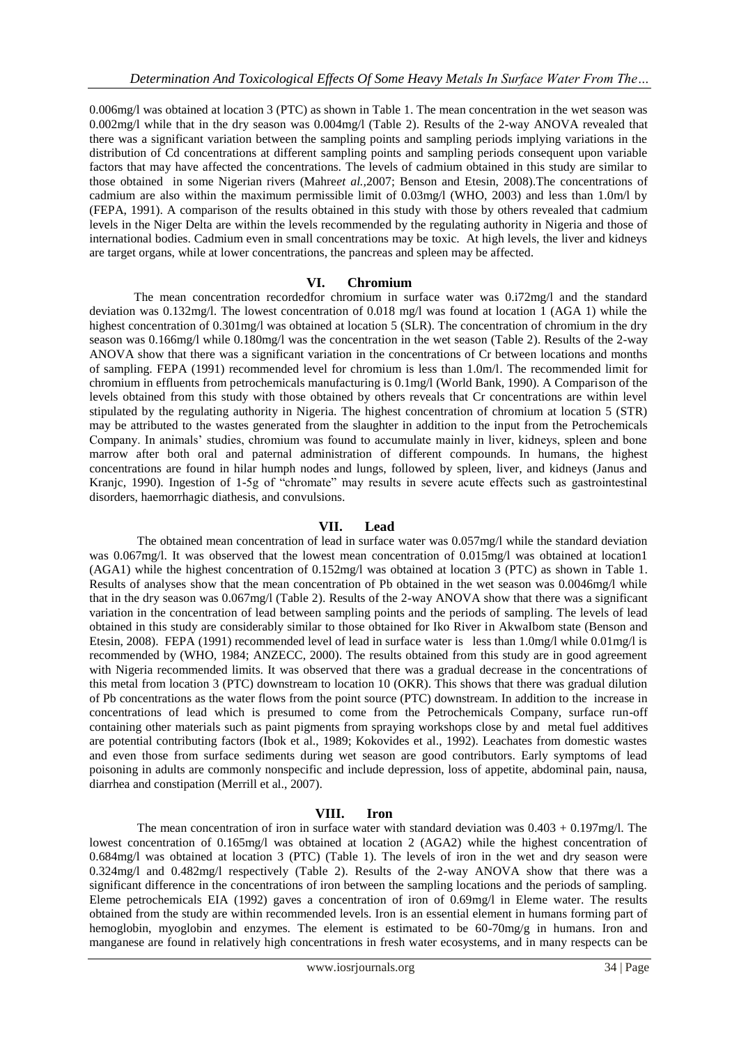0.006mg/l was obtained at location 3 (PTC) as shown in Table 1. The mean concentration in the wet season was 0.002mg/l while that in the dry season was 0.004mg/l (Table 2). Results of the 2-way ANOVA revealed that there was a significant variation between the sampling points and sampling periods implying variations in the distribution of Cd concentrations at different sampling points and sampling periods consequent upon variable factors that may have affected the concentrations. The levels of cadmium obtained in this study are similar to those obtained in some Nigerian rivers (Mahre*et al.*,2007; Benson and Etesin, 2008).The concentrations of cadmium are also within the maximum permissible limit of 0.03mg/l (WHO, 2003) and less than 1.0m/l by (FEPA, 1991). A comparison of the results obtained in this study with those by others revealed that cadmium levels in the Niger Delta are within the levels recommended by the regulating authority in Nigeria and those of international bodies. Cadmium even in small concentrations may be toxic. At high levels, the liver and kidneys are target organs, while at lower concentrations, the pancreas and spleen may be affected.

## VI. Chromium

The mean concentration recordedfor chromium in surface water was 0.i72mg/l and the standard deviation was 0.132mg/l. The lowest concentration of 0.018 mg/l was found at location 1 (AGA 1) while the highest concentration of 0.301mg/l was obtained at location 5 (SLR). The concentration of chromium in the dry season was 0.166mg/l while 0.180mg/l was the concentration in the wet season (Table 2). Results of the 2-way ANOVA show that there was a significant variation in the concentrations of Cr between locations and months of sampling. FEPA (1991) recommended level for chromium is less than 1.0m/l. The recommended limit for chromium in effluents from petrochemicals manufacturing is 0.1mg/l (World Bank, 1990). A Comparison of the levels obtained from this study with those obtained by others reveals that Cr concentrations are within level stipulated by the regulating authority in Nigeria. The highest concentration of chromium at location 5 (STR) may be attributed to the wastes generated from the slaughter in addition to the input from the Petrochemicals Company. In animals' studies, chromium was found to accumulate mainly in liver, kidneys, spleen and bone marrow after both oral and paternal administration of different compounds. In humans, the highest concentrations are found in hilar humph nodes and lungs, followed by spleen, liver, and kidneys (Janus and Kranjc, 1990). Ingestion of 1-5g of "chromate" may results in severe acute effects such as gastrointestinal disorders, haemorrhagic diathesis, and convulsions.

## VII. Lead

The obtained mean concentration of lead in surface water was 0.057mg/l while the standard deviation was 0.067mg/l. It was observed that the lowest mean concentration of 0.015mg/l was obtained at location1 (AGA1) while the highest concentration of 0.152mg/l was obtained at location 3 (PTC) as shown in Table 1. Results of analyses show that the mean concentration of Pb obtained in the wet season was 0.0046mg/l while that in the dry season was 0.067mg/l (Table 2). Results of the 2-way ANOVA show that there was a significant variation in the concentration of lead between sampling points and the periods of sampling. The levels of lead obtained in this study are considerably similar to those obtained for Iko River in AkwaIbom state (Benson and Etesin, 2008). FEPA (1991) recommended level of lead in surface water is less than 1.0mg/l while 0.01mg/l is recommended by (WHO, 1984; ANZECC, 2000). The results obtained from this study are in good agreement with Nigeria recommended limits. It was observed that there was a gradual decrease in the concentrations of this metal from location 3 (PTC) downstream to location 10 (OKR). This shows that there was gradual dilution of Pb concentrations as the water flows from the point source (PTC) downstream. In addition to the increase in concentrations of lead which is presumed to come from the Petrochemicals Company, surface run-off containing other materials such as paint pigments from spraying workshops close by and metal fuel additives are potential contributing factors (Ibok et al., 1989; Kokovides et al., 1992). Leachates from domestic wastes and even those from surface sediments during wet season are good contributors. Early symptoms of lead poisoning in adults are commonly nonspecific and include depression, loss of appetite, abdominal pain, nausa, diarrhea and constipation (Merrill et al., 2007).

## VIII. Iron

The mean concentration of iron in surface water with standard deviation was 0.403 + 0.197mg/l. The lowest concentration of 0.165mg/l was obtained at location 2 (AGA2) while the highest concentration of 0.684mg/l was obtained at location 3 (PTC) (Table 1). The levels of iron in the wet and dry season were 0.324mg/l and 0.482mg/l respectively (Table 2). Results of the 2-way ANOVA show that there was a significant difference in the concentrations of iron between the sampling locations and the periods of sampling. Eleme petrochemicals EIA (1992) gaves a concentration of iron of 0.69mg/l in Eleme water. The results obtained from the study are within recommended levels. Iron is an essential element in humans forming part of hemoglobin, myoglobin and enzymes. The element is estimated to be 60-70mg/g in humans. Iron and manganese are found in relatively high concentrations in fresh water ecosystems, and in many respects can be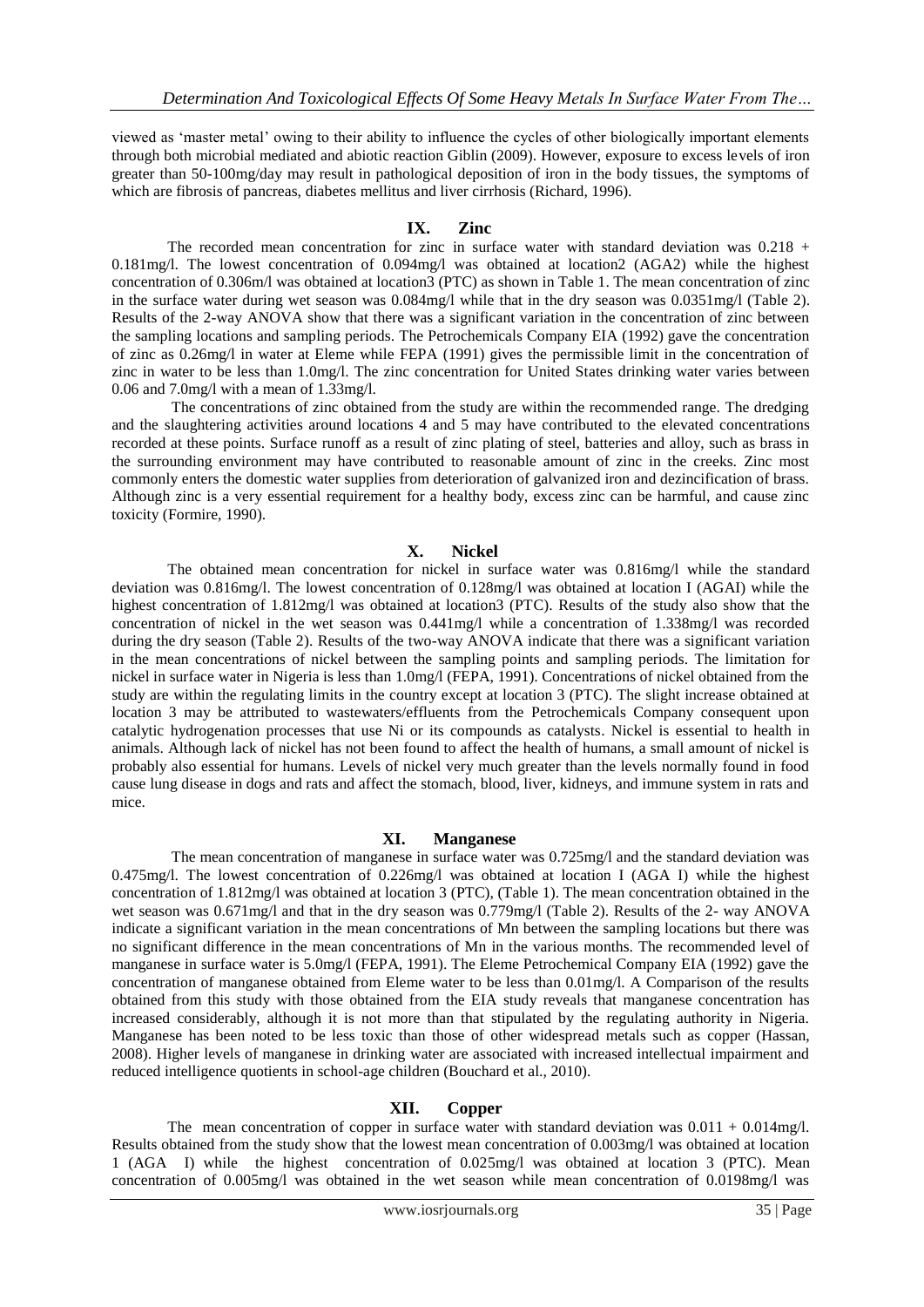viewed as 'master metal' owing to their ability to influence the cycles of other biologically important elements through both microbial mediated and abiotic reaction Giblin (2009). However, exposure to excess levels of iron greater than 50-100mg/day may result in pathological deposition of iron in the body tissues, the symptoms of which are fibrosis of pancreas, diabetes mellitus and liver cirrhosis (Richard, 1996).

## IX. Zinc

The recorded mean concentration for zinc in surface water with standard deviation was 0.218 + 0.181mg/l. The lowest concentration of 0.094mg/l was obtained at location2 (AGA2) while the highest concentration of 0.306m/l was obtained at location3 (PTC) as shown in Table 1. The mean concentration of zinc in the surface water during wet season was 0.084mg/l while that in the dry season was 0.0351mg/l (Table 2). Results of the 2-way ANOVA show that there was a significant variation in the concentration of zinc between the sampling locations and sampling periods. The Petrochemicals Company EIA (1992) gave the concentration of zinc as 0.26mg/l in water at Eleme while FEPA (1991) gives the permissible limit in the concentration of zinc in water to be less than 1.0mg/l. The zinc concentration for United States drinking water varies between 0.06 and 7.0mg/l with a mean of 1.33mg/l.

The concentrations of zinc obtained from the study are within the recommended range. The dredging and the slaughtering activities around locations 4 and 5 may have contributed to the elevated concentrations recorded at these points. Surface runoff as a result of zinc plating of steel, batteries and alloy, such as brass in the surrounding environment may have contributed to reasonable amount of zinc in the creeks. Zinc most commonly enters the domestic water supplies from deterioration of galvanized iron and dezincification of brass. Although zinc is a very essential requirement for a healthy body, excess zinc can be harmful, and cause zinc toxicity (Formire, 1990).

## X. Nickel

The obtained mean concentration for nickel in surface water was 0.816mg/l while the standard deviation was 0.816mg/l. The lowest concentration of 0.128mg/l was obtained at location I (AGAI) while the highest concentration of 1.812mg/l was obtained at location3 (PTC). Results of the study also show that the concentration of nickel in the wet season was 0.441mg/l while a concentration of 1.338mg/l was recorded during the dry season (Table 2). Results of the two-way ANOVA indicate that there was a significant variation in the mean concentrations of nickel between the sampling points and sampling periods. The limitation for nickel in surface water in Nigeria is less than 1.0mg/l (FEPA, 1991). Concentrations of nickel obtained from the study are within the regulating limits in the country except at location 3 (PTC). The slight increase obtained at location 3 may be attributed to wastewaters/effluents from the Petrochemicals Company consequent upon catalytic hydrogenation processes that use Ni or its compounds as catalysts. Nickel is essential to health in animals. Although lack of nickel has not been found to affect the health of humans, a small amount of nickel is probably also essential for humans. Levels of nickel very much greater than the levels normally found in food cause lung disease in dogs and rats and affect the stomach, blood, liver, kidneys, and immune system in rats and mice.

## XI. Manganese

The mean concentration of manganese in surface water was 0.725mg/l and the standard deviation was 0.475mg/l. The lowest concentration of 0.226mg/l was obtained at location I (AGA I) while the highest concentration of 1.812mg/l was obtained at location 3 (PTC), (Table 1). The mean concentration obtained in the wet season was 0.671mg/l and that in the dry season was 0.779mg/l (Table 2). Results of the 2- way ANOVA indicate a significant variation in the mean concentrations of Mn between the sampling locations but there was no significant difference in the mean concentrations of Mn in the various months. The recommended level of manganese in surface water is 5.0mg/l (FEPA, 1991). The Eleme Petrochemical Company EIA (1992) gave the concentration of manganese obtained from Eleme water to be less than 0.01mg/l. A Comparison of the results obtained from this study with those obtained from the EIA study reveals that manganese concentration has increased considerably, although it is not more than that stipulated by the regulating authority in Nigeria. Manganese has been noted to be less toxic than those of other widespread metals such as copper (Hassan, 2008). Higher levels of manganese in drinking water are associated with increased intellectual impairment and reduced intelligence quotients in school-age children (Bouchard et al., 2010).

## XII. Copper

The mean concentration of copper in surface water with standard deviation was 0.011 + 0.014mg/l. Results obtained from the study show that the lowest mean concentration of 0.003mg/l was obtained at location 1 (AGA I) while the highest concentration of 0.025mg/l was obtained at location 3 (PTC). Mean concentration of 0.005mg/l was obtained in the wet season while mean concentration of 0.0198mg/l was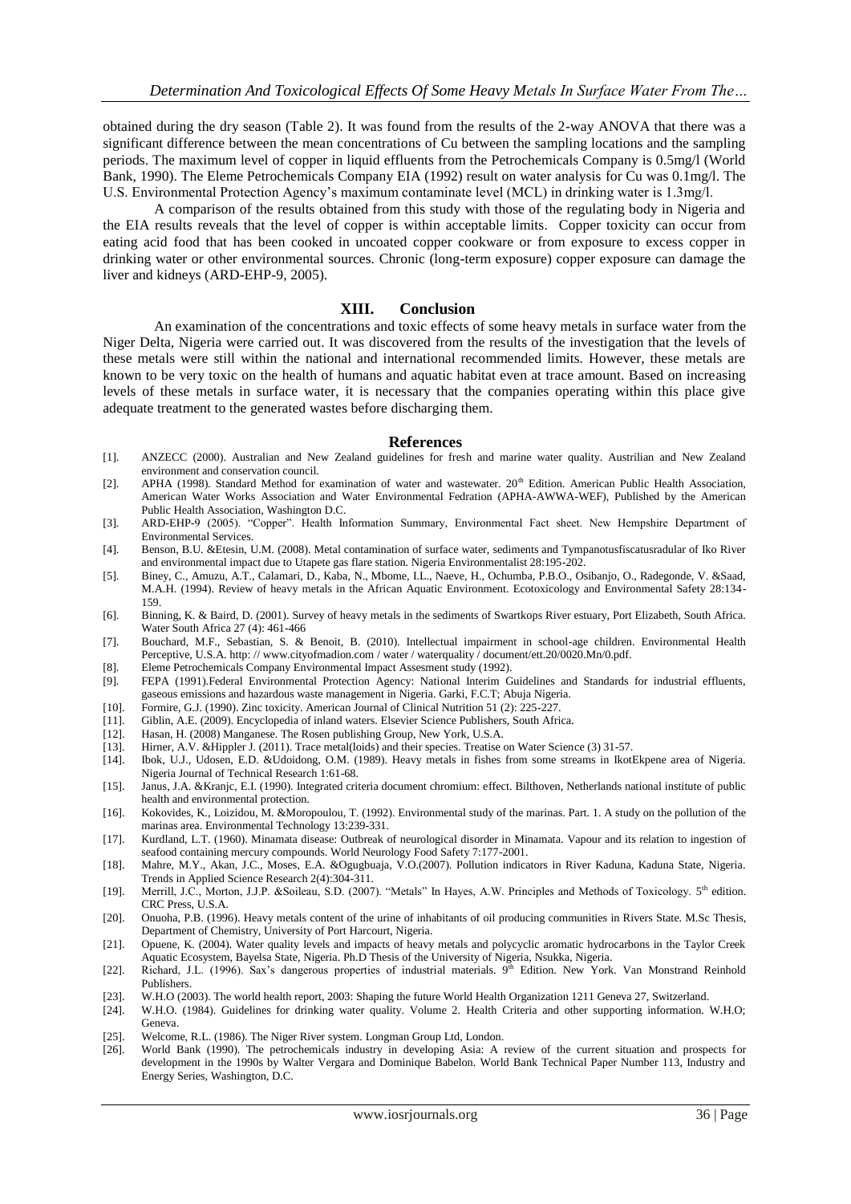obtained during the dry season (Table 2). It was found from the results of the 2-way ANOVA that there was a significant difference between the mean concentrations of Cu between the sampling locations and the sampling periods. The maximum level of copper in liquid effluents from the Petrochemicals Company is 0.5mg/l (World Bank, 1990). The Eleme Petrochemicals Company EIA (1992) result on water analysis for Cu was 0.1mg/l. The U.S. Environmental Protection Agency's maximum contaminate level (MCL) in drinking water is 1.3mg/l.

A comparison of the results obtained from this study with those of the regulating body in Nigeria and the EIA results reveals that the level of copper is within acceptable limits. Copper toxicity can occur from eating acid food that has been cooked in uncoated copper cookware or from exposure to excess copper in drinking water or other environmental sources. Chronic (long-term exposure) copper exposure can damage the liver and kidneys (ARD-EHP-9, 2005).

## XIII. Conclusion

An examination of the concentrations and toxic effects of some heavy metals in surface water from the Niger Delta, Nigeria were carried out. It was discovered from the results of the investigation that the levels of these metals were still within the national and international recommended limits. However, these metals are known to be very toxic on the health of humans and aquatic habitat even at trace amount. Based on increasing levels of these metals in surface water, it is necessary that the companies operating within this place give adequate treatment to the generated wastes before discharging them.

## References

[1]. ANZECC (2000). Australian and New Zealand guidelines for fresh and marine water quality. Austrilian and New Zealand environment and conservation council.
[2]. APHA (1998). Standard Method for examination of water and wastewater. 20th Edition. American Public Health Association, American Water Works Association and Water Environmental Fedration (APHA-AWWA-WEF), Published by the American Public Health Association, Washington D.C.
[3]. ARD-EHP-9 (2005). "Copper". Health Information Summary, Environmental Fact sheet. New Hempshire Department of Environmental Services.
[4]. Benson, B.U. &Etesin, U.M. (2008). Metal contamination of surface water, sediments and Tympanotusfiscatusradular of Iko River and environmental impact due to Utapete gas flare station. Nigeria Environmentalist 28:195-202.
[5]. Biney, C., Amuzu, A.T., Calamari, D., Kaba, N., Mbome, I.L., Naeve, H., Ochumba, P.B.O., Osibanjo, O., Radegonde, V. &Saad, M.A.H. (1994). Review of heavy metals in the African Aquatic Environment. Ecotoxicology and Environmental Safety 28:134-159.
[6]. Binning, K. & Baird, D. (2001). Survey of heavy metals in the sediments of Swartkops River estuary, Port Elizabeth, South Africa. Water South Africa 27 (4): 461-466
[7]. Bouchard, M.F., Sebastian, S. & Benoit, B. (2010). Intellectual impairment in school-age children. Environmental Health Perceptive, U.S.A. http: // www.cityofmadion.com / water / waterquality / document/ett.20/0020.Mn/0.pdf.
[8]. Eleme Petrochemicals Company Environmental Impact Assesment study (1992).
[9]. FEPA (1991).Federal Environmental Protection Agency: National Interim Guidelines and Standards for industrial effluents, gaseous emissions and hazardous waste management in Nigeria. Garki, F.C.T; Abuja Nigeria.
[10]. Formire, G.J. (1990). Zinc toxicity. American Journal of Clinical Nutrition 51 (2): 225-227.
[11]. Giblin, A.E. (2009). Encyclopedia of inland waters. Elsevier Science Publishers, South Africa.
[12]. Hasan, H. (2008) Manganese. The Rosen publishing Group, New York, U.S.A.
[13]. Hirner, A.V. &Hippler J. (2011). Trace metal(loids) and their species. Treatise on Water Science (3) 31-57.
[14]. Ibok, U.J., Udosen, E.D. &Udoidong, O.M. (1989). Heavy metals in fishes from some streams in IkotEkpene area of Nigeria. Nigeria Journal of Technical Research 1:61-68.
[15]. Janus, J.A. &Kranjc, E.I. (1990). Integrated criteria document chromium: effect. Bilthoven, Netherlands national institute of public health and environmental protection.
[16]. Kokovides, K., Loizidou, M. &Moropoulou, T. (1992). Environmental study of the marinas. Part. 1. A study on the pollution of the marinas area. Environmental Technology 13:239-331.
[17]. Kurdland, L.T. (1960). Minamata disease: Outbreak of neurological disorder in Minamata. Vapour and its relation to ingestion of seafood containing mercury compounds. World Neurology Food Safety 7:177-2001.
[18]. Mahre, M.Y., Akan, J.C., Moses, E.A. &Ogugbuaja, V.O.(2007). Pollution indicators in River Kaduna, Kaduna State, Nigeria. Trends in Applied Science Research 2(4):304-311.
[19]. Merrill, J.C., Morton, J.J.P. &Soileau, S.D. (2007). "Metals" In Hayes, A.W. Principles and Methods of Toxicology. 5th edition. CRC Press, U.S.A.
[20]. Onuoha, P.B. (1996). Heavy metals content of the urine of inhabitants of oil producing communities in Rivers State. M.Sc Thesis, Department of Chemistry, University of Port Harcourt, Nigeria.
[21]. Opuene, K. (2004). Water quality levels and impacts of heavy metals and polycyclic aromatic hydrocarbons in the Taylor Creek Aquatic Ecosystem, Bayelsa State, Nigeria. Ph.D Thesis of the University of Nigeria, Nsukka, Nigeria.
[22]. Richard, J.L. (1996). Sax's dangerous properties of industrial materials. 9th Edition. New York. Van Monstrand Reinhold Publishers.
[23]. W.H.O (2003). The world health report, 2003: Shaping the future World Health Organization 1211 Geneva 27, Switzerland.
[24]. W.H.O. (1984). Guidelines for drinking water quality. Volume 2. Health Criteria and other supporting information. W.H.O; Geneva.
[25]. Welcome, R.L. (1986). The Niger River system. Longman Group Ltd, London.
[26]. World Bank (1990). The petrochemicals industry in developing Asia: A review of the current situation and prospects for development in the 1990s by Walter Vergara and Dominique Babelon. World Bank Technical Paper Number 113, Industry and Energy Series, Washington, D.C.